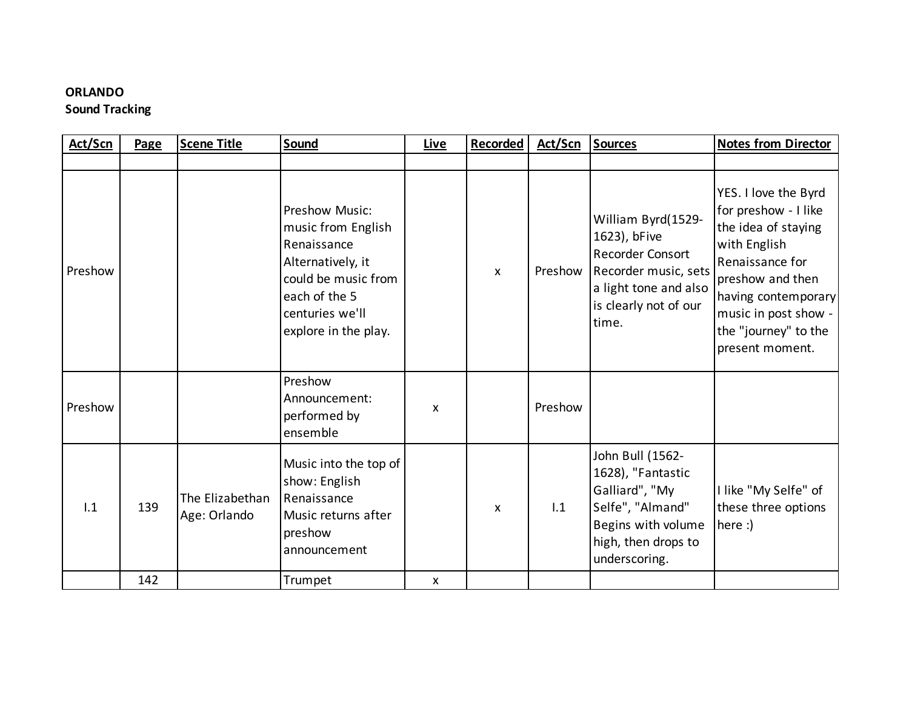**ORLANDO**
**Sound Tracking**

| Act/Scn | Page | Scene Title | Sound | Live | Recorded | Act/Scn | Sources | Notes from Director |
|---|---|---|---|---|---|---|---|---|
| | | | | | | | | |
| Preshow | | | Preshow Music: music from English Renaissance Alternatively, it could be music from each of the 5 centuries we'll explore in the play. | | x | Preshow | William Byrd(1529-1623), bFive Recorder Consort Recorder music, sets a light tone and also is clearly not of our time. | YES. I love the Byrd for preshow - I like the idea of staying with English Renaissance for preshow and then having contemporary music in post show - the "journey" to the present moment. |
| Preshow | | | Preshow Announcement: performed by ensemble | x | | Preshow | | |
| I.1 | 139 | The Elizabethan Age: Orlando | Music into the top of show: English Renaissance Music returns after preshow announcement | | x | I.1 | John Bull (1562-1628), "Fantastic Galliard", "My Selfe", "Almand" Begins with volume high, then drops to underscoring. | I like "My Selfe" of these three options here :) |
| | 142 | | Trumpet | x | | | | |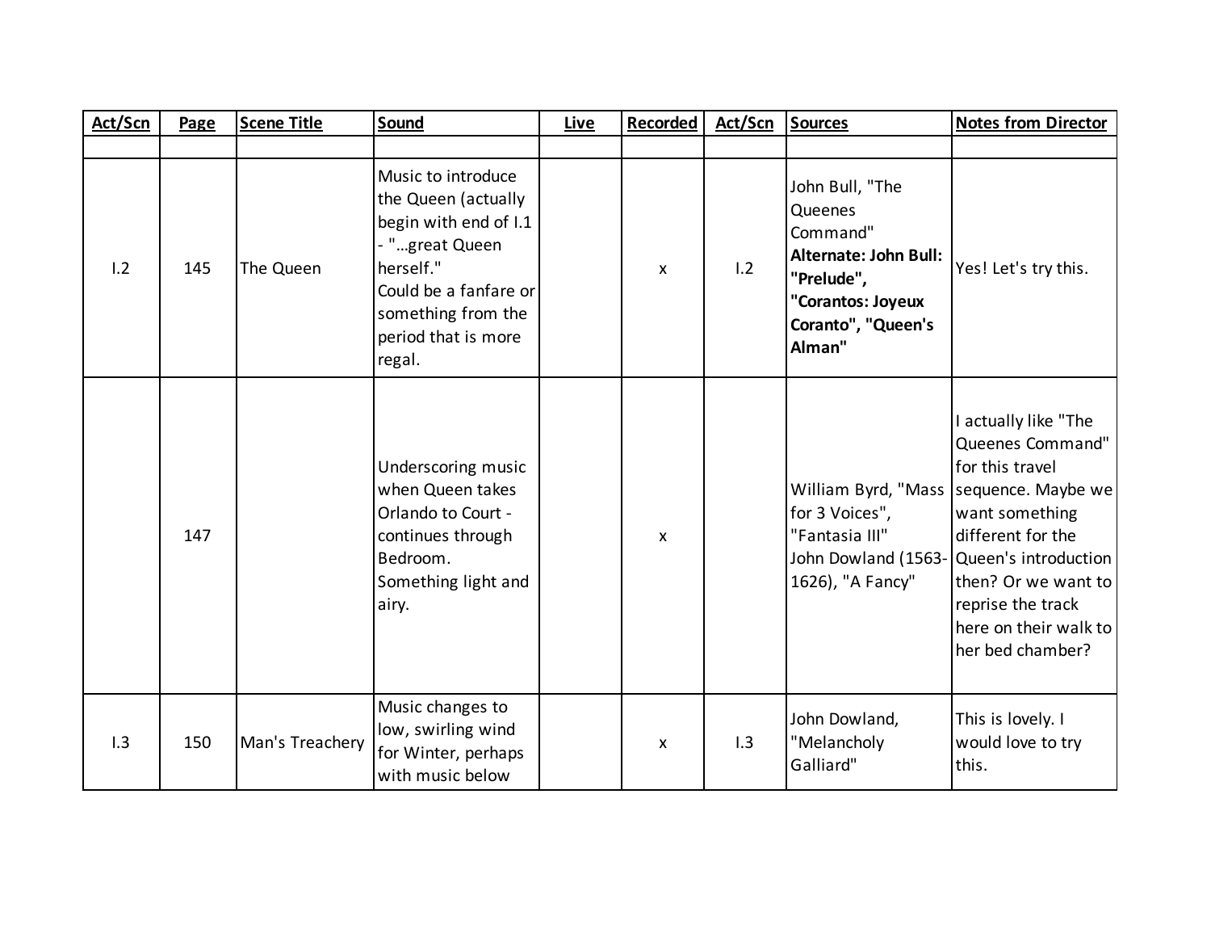| Act/Scn | Page | Scene Title | Sound | Live | Recorded | Act/Scn | Sources | Notes from Director |
|---|---|---|---|---|---|---|---|---|
| | | | | | | | | |
| I.2 | 145 | The Queen | Music to introduce the Queen (actually begin with end of I.1 - "…great Queen herself." Could be a fanfare or something from the period that is more regal. | | x | I.2 | John Bull, "The Queenes Command" **Alternate: John Bull: "Prelude", "Corantos: Joyeux Coranto", "Queen's Alman"** | Yes! Let's try this. |
| | 147 | | Underscoring music when Queen takes Orlando to Court - continues through Bedroom. Something light and airy. | | x | | William Byrd, "Mass for 3 Voices", "Fantasia III" John Dowland (1563-1626), "A Fancy" | I actually like "The Queenes Command" for this travel sequence. Maybe we want something different for the Queen's introduction then? Or we want to reprise the track here on their walk to her bed chamber? |
| I.3 | 150 | Man's Treachery | Music changes to low, swirling wind for Winter, perhaps with music below | | x | I.3 | John Dowland, "Melancholy Galliard" | This is lovely. I would love to try this. |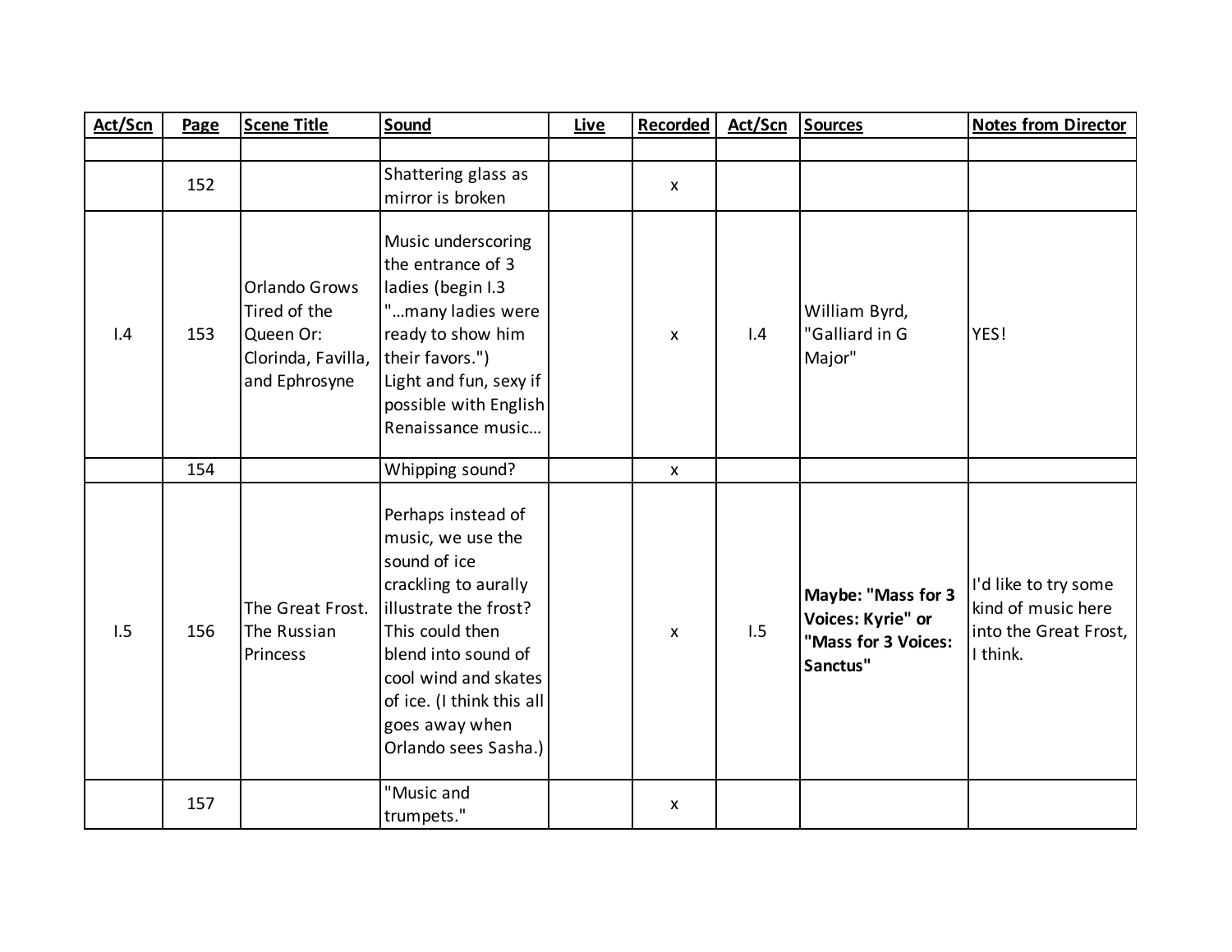| Act/Scn | Page | Scene Title | Sound | Live | Recorded | Act/Scn | Sources | Notes from Director |
|---|---|---|---|---|---|---|---|---|
| | | | | | | | | |
| | 152 | | Shattering glass as mirror is broken | | x | | | |
| I.4 | 153 | Orlando Grows Tired of the Queen Or: Clorinda, Favilla, and Ephrosyne | Music underscoring the entrance of 3 ladies (begin I.3 "…many ladies were ready to show him their favors.") Light and fun, sexy if possible with English Renaissance music… | | x | I.4 | William Byrd, "Galliard in G Major" | YES! |
| | 154 | | Whipping sound? | | x | | | |
| I.5 | 156 | The Great Frost. The Russian Princess | Perhaps instead of music, we use the sound of ice crackling to aurally illustrate the frost? This could then blend into sound of cool wind and skates of ice. (I think this all goes away when Orlando sees Sasha.) | | x | I.5 | **Maybe: "Mass for 3 Voices: Kyrie" or "Mass for 3 Voices: Sanctus"** | I'd like to try some kind of music here into the Great Frost, I think. |
| | 157 | | "Music and trumpets." | | x | | | |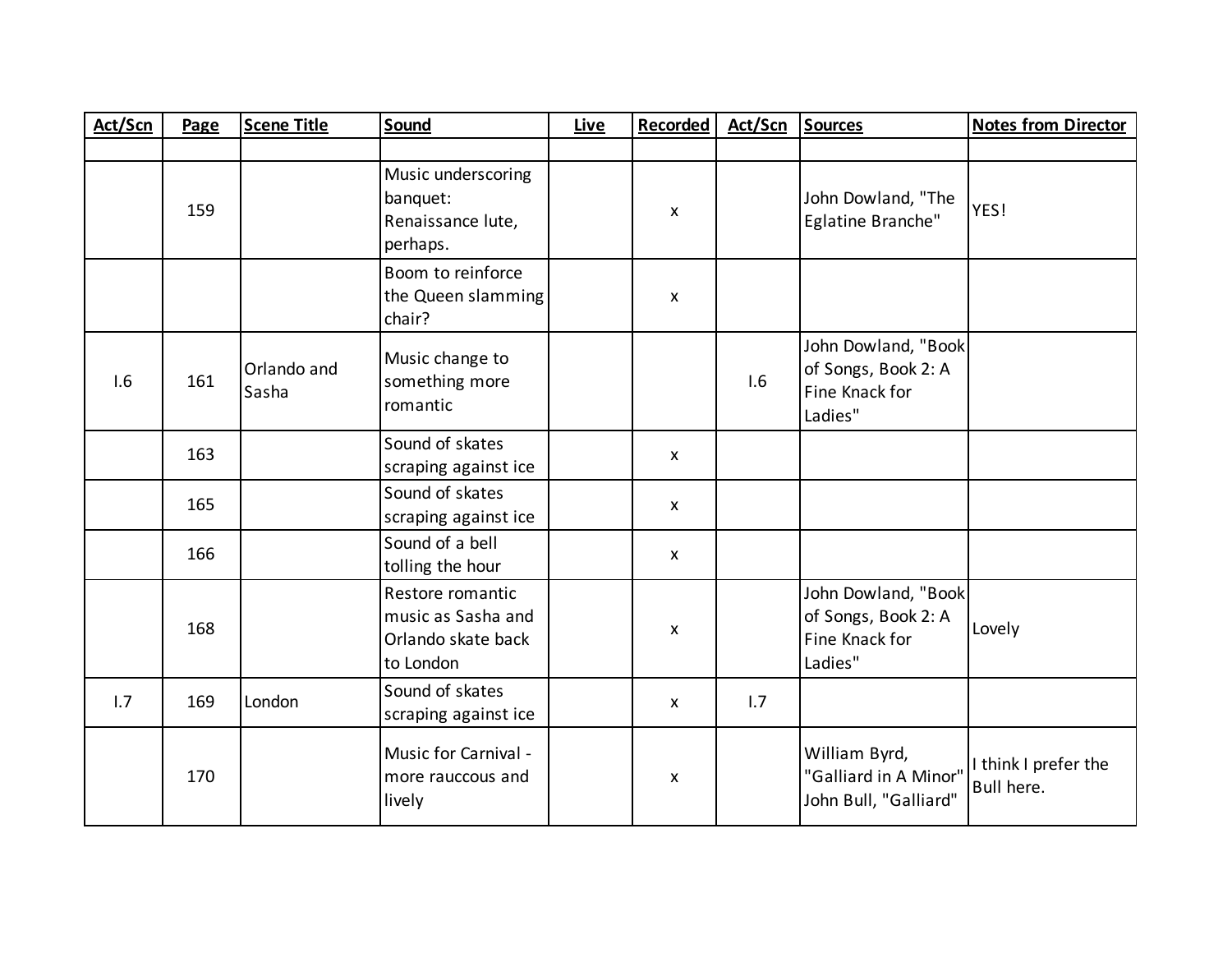| Act/Scn | Page | Scene Title | Sound | Live | Recorded | Act/Scn | Sources | Notes from Director |
|---|---|---|---|---|---|---|---|---|
| | | | | | | | | |
| | 159 | | Music underscoring banquet: Renaissance lute, perhaps. | | x | | John Dowland, "The Eglatine Branche" | YES! |
| | | | Boom to reinforce the Queen slamming chair? | | x | | | |
| I.6 | 161 | Orlando and Sasha | Music change to something more romantic | | | I.6 | John Dowland, "Book of Songs, Book 2: A Fine Knack for Ladies" | |
| | 163 | | Sound of skates scraping against ice | | x | | | |
| | 165 | | Sound of skates scraping against ice | | x | | | |
| | 166 | | Sound of a bell tolling the hour | | x | | | |
| | 168 | | Restore romantic music as Sasha and Orlando skate back to London | | x | | John Dowland, "Book of Songs, Book 2: A Fine Knack for Ladies" | Lovely |
| I.7 | 169 | London | Sound of skates scraping against ice | | x | I.7 | | |
| | 170 | | Music for Carnival - more raucous and lively | | x | | William Byrd, "Galliard in A Minor" John Bull, "Galliard" | I think I prefer the Bull here. |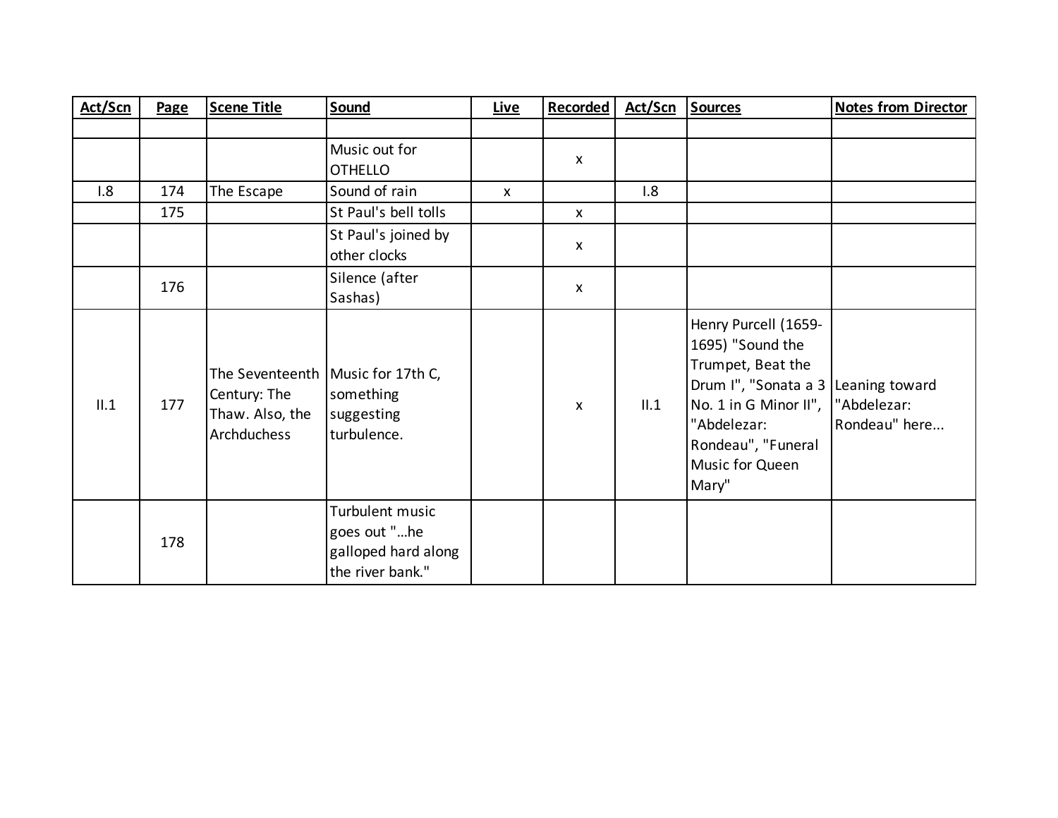| Act/Scn | Page | Scene Title | Sound | Live | Recorded | Act/Scn | Sources | Notes from Director |
|---|---|---|---|---|---|---|---|---|
| | | | | | | | | |
| | | | Music out for OTHELLO | | x | | | |
| I.8 | 174 | The Escape | Sound of rain | x | | I.8 | | |
| | 175 | | St Paul's bell tolls | | x | | | |
| | | | St Paul's joined by other clocks | | x | | | |
| | 176 | | Silence (after Sashas) | | x | | | |
| II.1 | 177 | The Seventeenth Century: The Thaw. Also, the Archduchess | Music for 17th C, something suggesting turbulence. | | x | II.1 | Henry Purcell (1659-1695) "Sound the Trumpet, Beat the Drum I", "Sonata a 3 No. 1 in G Minor II", "Abdelezar: Rondeau", "Funeral Music for Queen Mary" | Leaning toward "Abdelezar: Rondeau" here... |
| | 178 | | Turbulent music goes out "...he galloped hard along the river bank." | | | | | |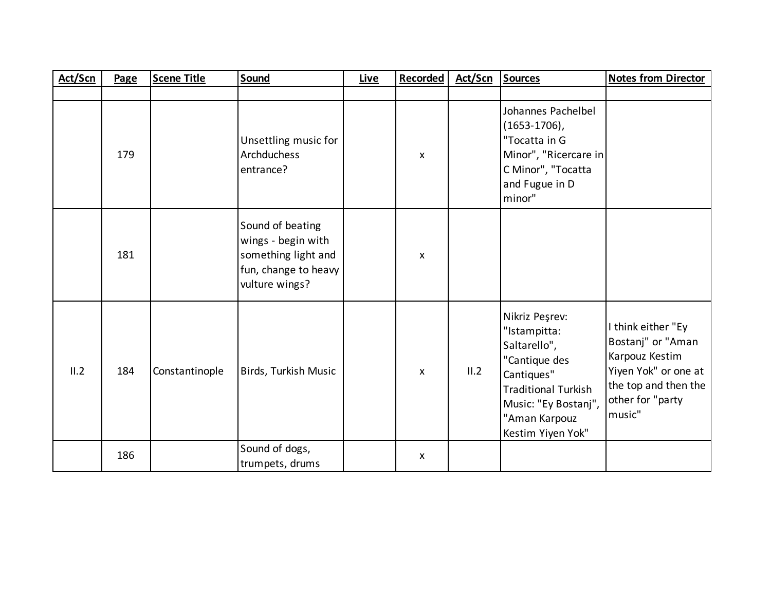| Act/Scn | Page | Scene Title | Sound | Live | Recorded | Act/Scn | Sources | Notes from Director |
|---|---|---|---|---|---|---|---|---|
| | | | | | | | | |
| | 179 | | Unsettling music for Archduchess entrance? | | x | | Johannes Pachelbel (1653-1706), "Tocatta in G Minor", "Ricercare in C Minor", "Tocatta and Fugue in D minor" | |
| | 181 | | Sound of beating wings - begin with something light and fun, change to heavy vulture wings? | | x | | | |
| II.2 | 184 | Constantinople | Birds, Turkish Music | | x | II.2 | Nikriz Peşrev: "Istampitta: Saltarello", "Cantique des Cantiques" Traditional Turkish Music: "Ey Bostanj", "Aman Karpouz Kestim Yiyen Yok" | I think either "Ey Bostanj" or "Aman Karpouz Kestim Yiyen Yok" or one at the top and then the other for "party music" |
| | 186 | | Sound of dogs, trumpets, drums | | x | | | |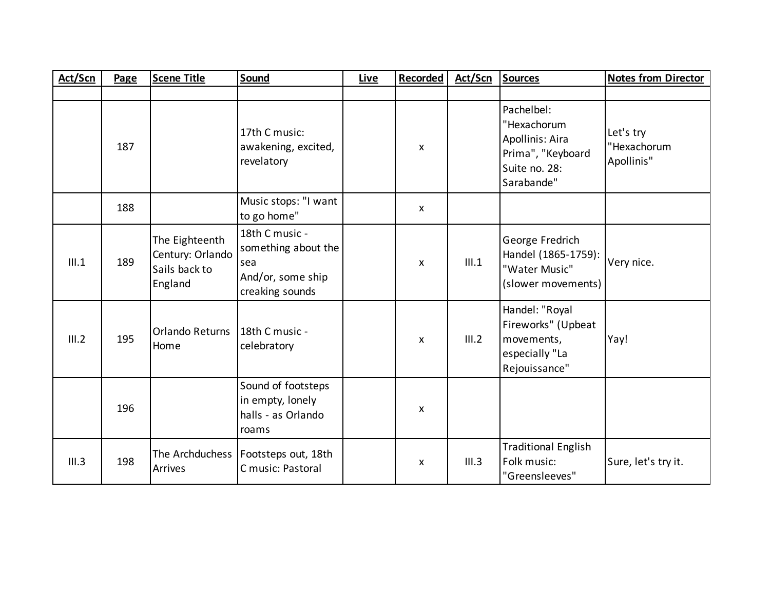| Act/Scn | Page | Scene Title | Sound | Live | Recorded | Act/Scn | Sources | Notes from Director |
|---|---|---|---|---|---|---|---|---|
| | | | | | | | | |
| | 187 | | 17th C music: awakening, excited, revelatory | | x | | Pachelbel: "Hexachorum Apollinis: Aira Prima", "Keyboard Suite no. 28: Sarabande" | Let's try "Hexachorum Apollinis" |
| | 188 | | Music stops: "I want to go home" | | x | | | |
| III.1 | 189 | The Eighteenth Century: Orlando Sails back to England | 18th C music - something about the sea<br>And/or, some ship creaking sounds | | x | III.1 | George Fredrich Handel (1865-1759): "Water Music" (slower movements) | Very nice. |
| III.2 | 195 | Orlando Returns Home | 18th C music - celebratory | | x | III.2 | Handel: "Royal Fireworks" (Upbeat movements, especially "La Rejouissance" | Yay! |
| | 196 | | Sound of footsteps in empty, lonely halls - as Orlando roams | | x | | | |
| III.3 | 198 | The Archduchess Arrives | Footsteps out, 18th C music: Pastoral | | x | III.3 | Traditional English Folk music: "Greensleeves" | Sure, let's try it. |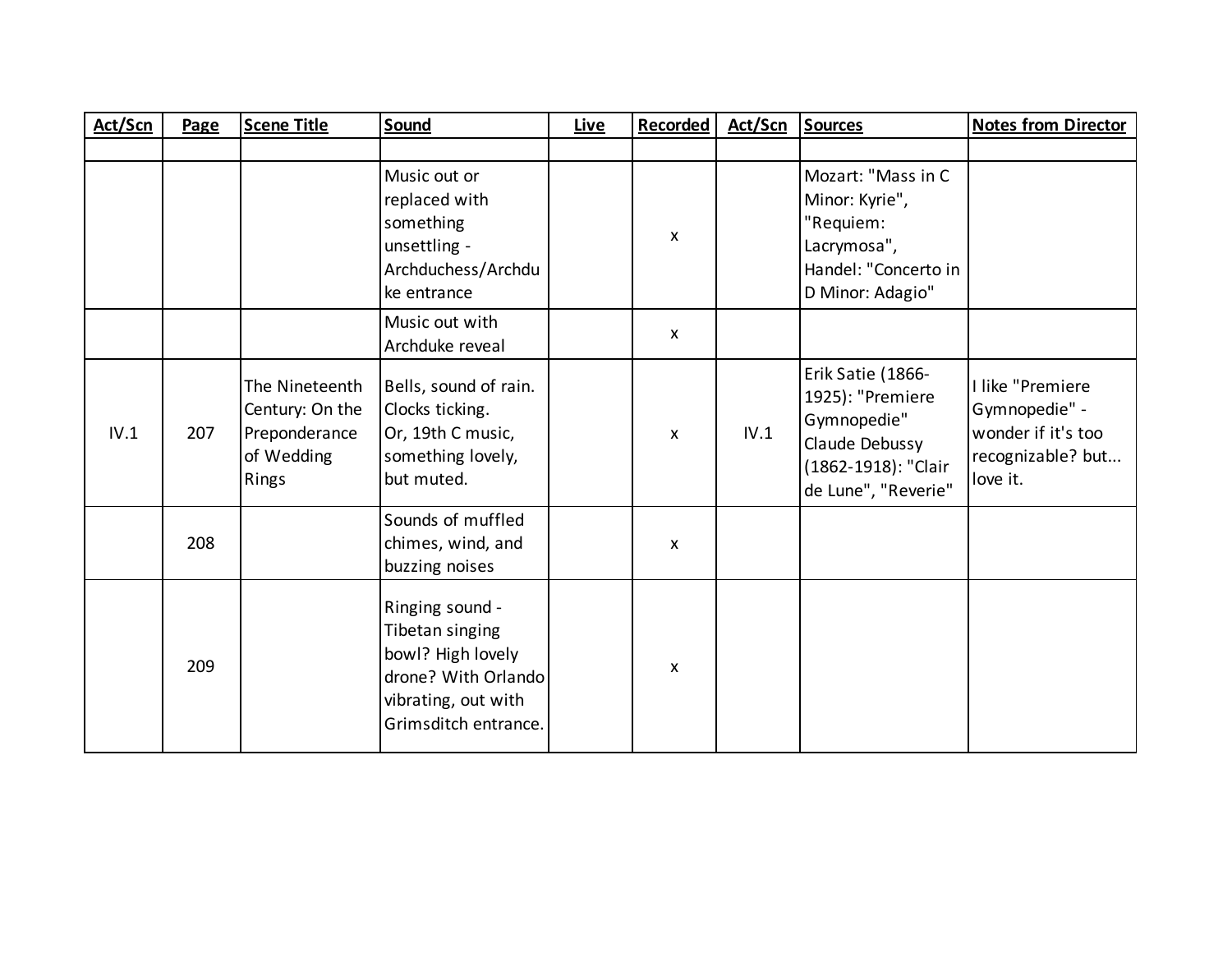| Act/Scn | Page | Scene Title | Sound | Live | Recorded | Act/Scn | Sources | Notes from Director |
|---|---|---|---|---|---|---|---|---|
| | | | | | | | | |
| | | | Music out or replaced with something unsettling - Archduchess/Archduke entrance | | x | | Mozart: "Mass in C Minor: Kyrie", "Requiem: Lacrymosa", Handel: "Concerto in D Minor: Adagio" | |
| | | | Music out with Archduke reveal | | x | | | |
| IV.1 | 207 | The Nineteenth Century: On the Preponderance of Wedding Rings | Bells, sound of rain. Clocks ticking. Or, 19th C music, something lovely, but muted. | | x | IV.1 | Erik Satie (1866-1925): "Premiere Gymnopedie" Claude Debussy (1862-1918): "Clair de Lune", "Reverie" | I like "Premiere Gymnopedie" - wonder if it's too recognizable? but... love it. |
| | 208 | | Sounds of muffled chimes, wind, and buzzing noises | | x | | | |
| | 209 | | Ringing sound - Tibetan singing bowl? High lovely drone? With Orlando vibrating, out with Grimsditch entrance. | | x | | | |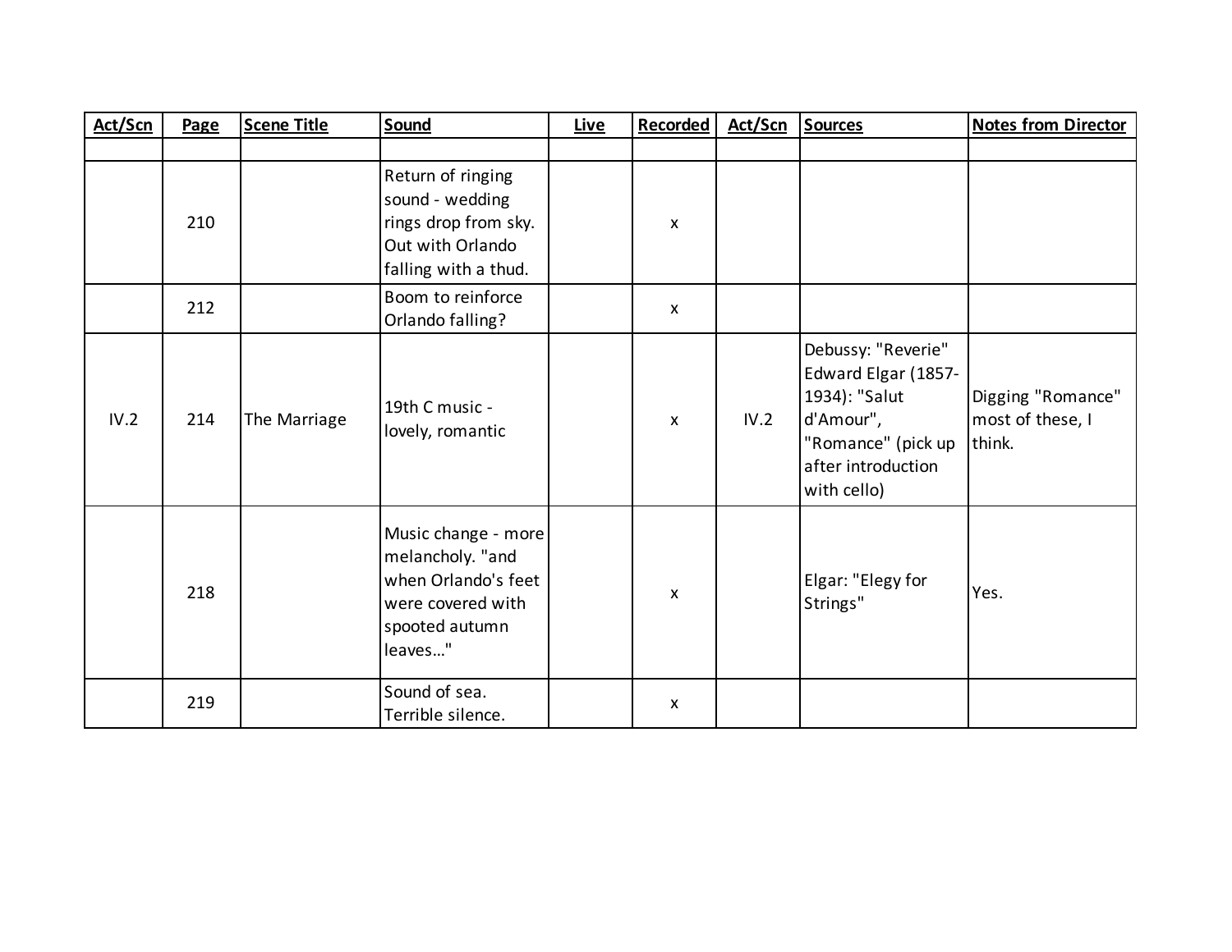| Act/Scn | Page | Scene Title | Sound | Live | Recorded | Act/Scn | Sources | Notes from Director |
|---|---|---|---|---|---|---|---|---|
| | | | | | | | | |
| | 210 | | Return of ringing sound - wedding rings drop from sky. Out with Orlando falling with a thud. | | x | | | |
| | 212 | | Boom to reinforce Orlando falling? | | x | | | |
| IV.2 | 214 | The Marriage | 19th C music - lovely, romantic | | x | IV.2 | Debussy: "Reverie" Edward Elgar (1857-1934): "Salut d'Amour", "Romance" (pick up after introduction with cello) | Digging "Romance" most of these, I think. |
| | 218 | | Music change - more melancholy. "and when Orlando's feet were covered with spooted autumn leaves..." | | x | | Elgar: "Elegy for Strings" | Yes. |
| | 219 | | Sound of sea. Terrible silence. | | x | | | |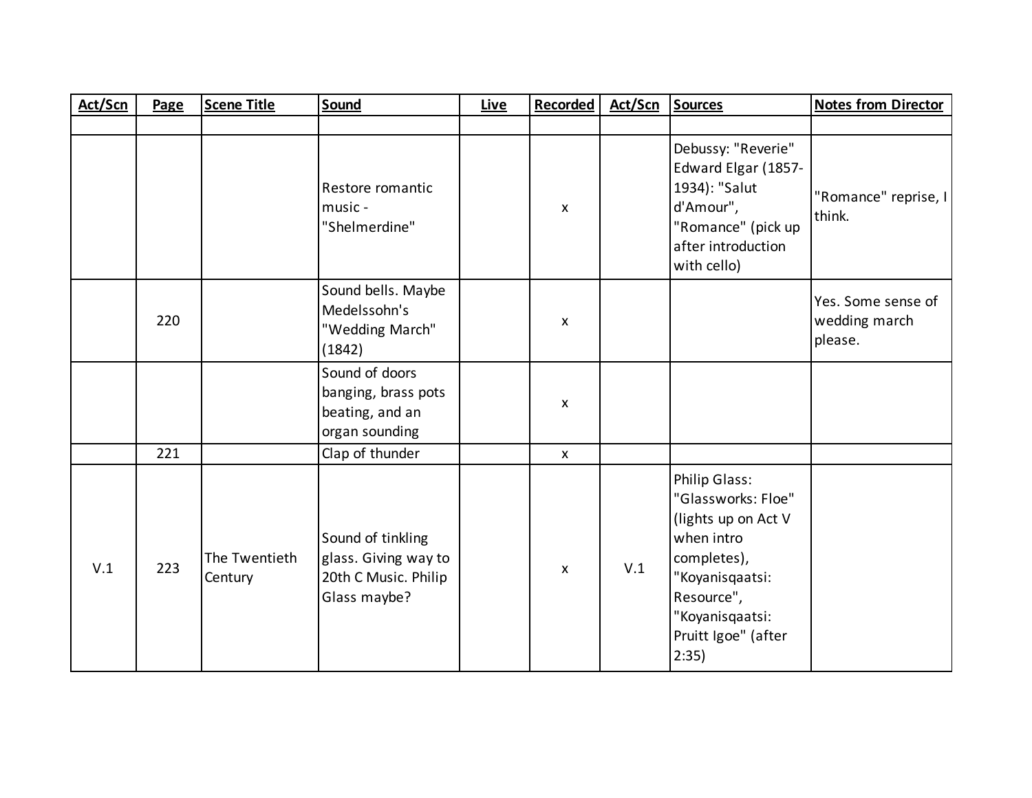| Act/Scn | Page | Scene Title | Sound | Live | Recorded | Act/Scn | Sources | Notes from Director |
|---|---|---|---|---|---|---|---|---|
| | | | | | | | | |
| | | | Restore romantic music - "Shelmerdine" | | x | | Debussy: "Reverie" Edward Elgar (1857-1934): "Salut d'Amour", "Romance" (pick up after introduction with cello) | "Romance" reprise, I think. |
| | 220 | | Sound bells. Maybe Medelssohn's "Wedding March" (1842) | | x | | | Yes. Some sense of wedding march please. |
| | | | Sound of doors banging, brass pots beating, and an organ sounding | | x | | | |
| | 221 | | Clap of thunder | | x | | | |
| V.1 | 223 | The Twentieth Century | Sound of tinkling glass. Giving way to 20th C Music. Philip Glass maybe? | | x | V.1 | Philip Glass: "Glassworks: Floe" (lights up on Act V when intro completes), "Koyanisqaatsi: Resource", "Koyanisqaatsi: Pruitt Igoe" (after 2:35) | |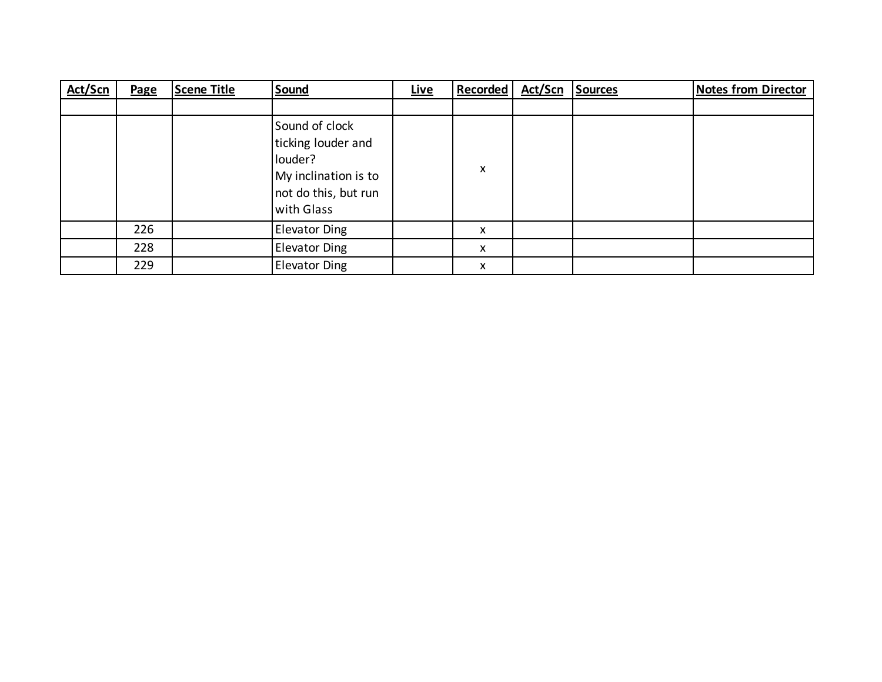| Act/Scn | Page | Scene Title | Sound | Live | Recorded | Act/Scn | Sources | Notes from Director |
|---|---|---|---|---|---|---|---|---|
| | | | | | | | | |
| | | | Sound of clock ticking louder and louder? My inclination is to not do this, but run with Glass | | x | | | |
| | 226 | | Elevator Ding | | x | | | |
| | 228 | | Elevator Ding | | x | | | |
| | 229 | | Elevator Ding | | x | | | |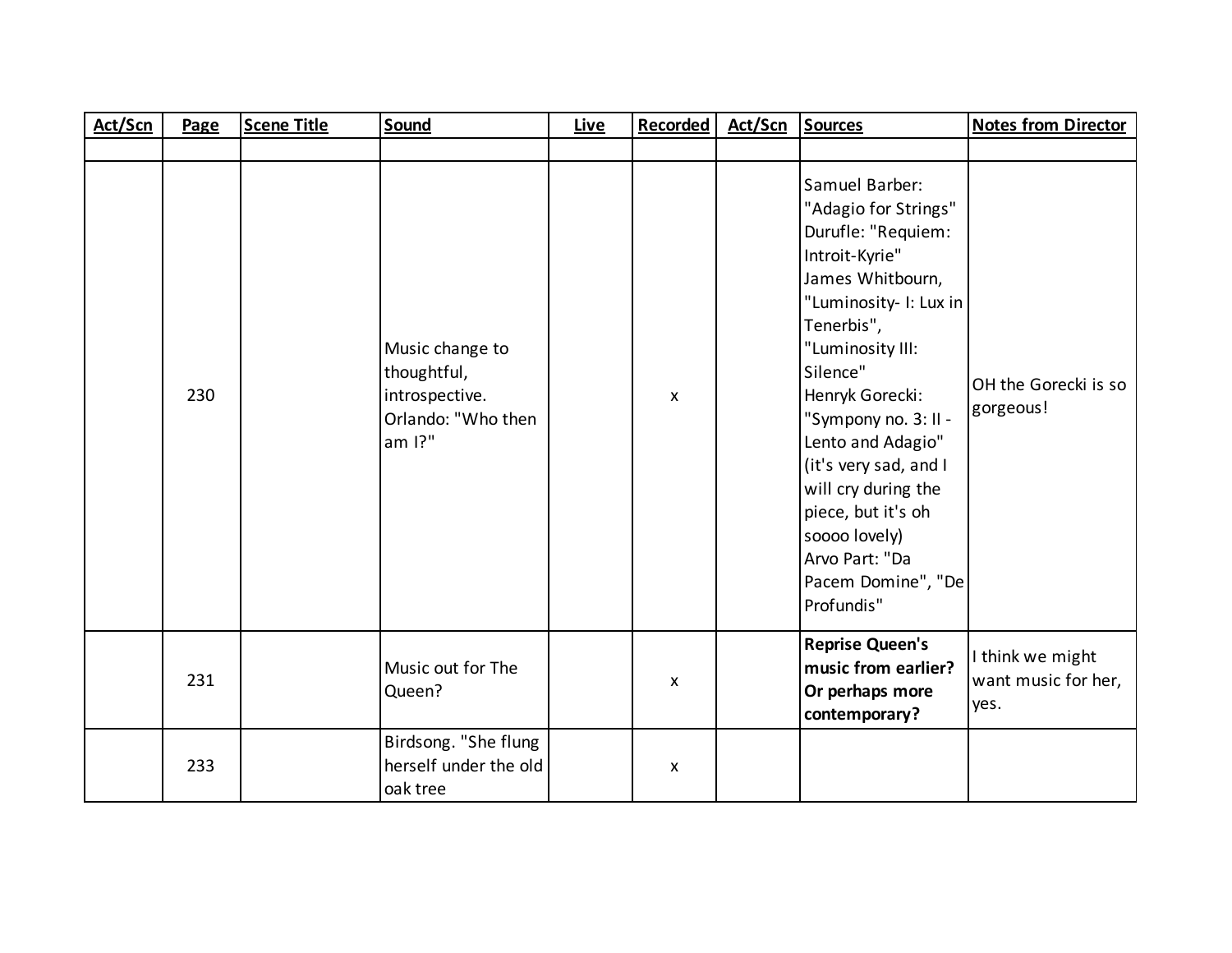| Act/Scn | Page | Scene Title | Sound | Live | Recorded | Act/Scn | Sources | Notes from Director |
|---|---|---|---|---|---|---|---|---|
| | | | | | | | | |
| | 230 | | Music change to thoughtful, introspective. Orlando: "Who then am I?" | | x | | Samuel Barber: "Adagio for Strings" Durufle: "Requiem: Introit-Kyrie" James Whitbourn, "Luminosity- I: Lux in Tenerbis", "Luminosity III: Silence" Henryk Gorecki: "Sympony no. 3: II - Lento and Adagio" (it's very sad, and I will cry during the piece, but it's oh soooo lovely) Arvo Part: "Da Pacem Domine", "De Profundis" | OH the Gorecki is so gorgeous! |
| | 231 | | Music out for The Queen? | | x | | **Reprise Queen's music from earlier? Or perhaps more contemporary?** | I think we might want music for her, yes. |
| | 233 | | Birdsong. "She flung herself under the old oak tree | | x | | | |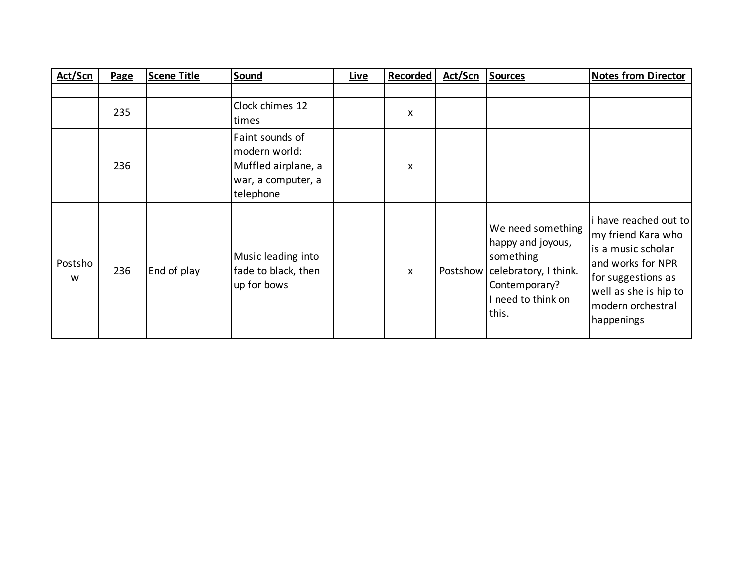| Act/Scn | Page | Scene Title | Sound | Live | Recorded | Act/Scn | Sources | Notes from Director |
|---|---|---|---|---|---|---|---|---|
| | | | | | | | | |
| | 235 | | Clock chimes 12 times | | x | | | |
| | 236 | | Faint sounds of modern world: Muffled airplane, a war, a computer, a telephone | | x | | | |
| Postshow | 236 | End of play | Music leading into fade to black, then up for bows | | x | Postshow | We need something happy and joyous, something celebratory, I think. Contemporary? I need to think on this. | i have reached out to my friend Kara who is a music scholar and works for NPR for suggestions as well as she is hip to modern orchestral happenings |